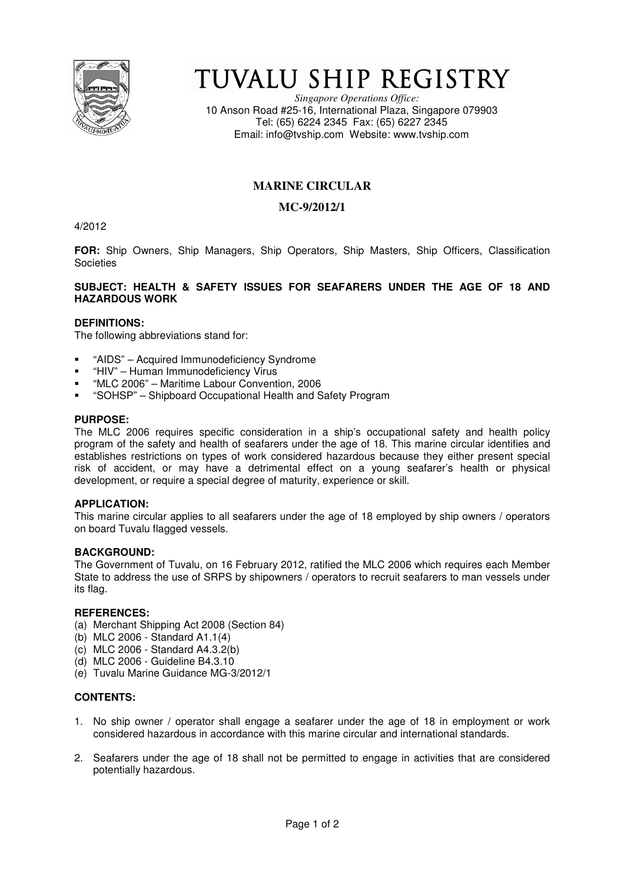# TUVALU SHIP REGISTRY

*Singapore Operations Office:*
10 Anson Road #25-16, International Plaza, Singapore 079903
Tel: (65) 6224 2345 Fax: (65) 6227 2345
Email: info@tvship.com Website: www.tvship.com

## MARINE CIRCULAR

## MC-9/2012/1

4/2012

**FOR:** Ship Owners, Ship Managers, Ship Operators, Ship Masters, Ship Officers, Classification Societies

**SUBJECT: HEALTH & SAFETY ISSUES FOR SEAFARERS UNDER THE AGE OF 18 AND HAZARDOUS WORK**

**DEFINITIONS:**
The following abbreviations stand for:

- "AIDS" – Acquired Immunodeficiency Syndrome
- "HIV" – Human Immunodeficiency Virus
- "MLC 2006" – Maritime Labour Convention, 2006
- "SOHSP" – Shipboard Occupational Health and Safety Program

**PURPOSE:**
The MLC 2006 requires specific consideration in a ship's occupational safety and health policy program of the safety and health of seafarers under the age of 18. This marine circular identifies and establishes restrictions on types of work considered hazardous because they either present special risk of accident, or may have a detrimental effect on a young seafarer's health or physical development, or require a special degree of maturity, experience or skill.

**APPLICATION:**
This marine circular applies to all seafarers under the age of 18 employed by ship owners / operators on board Tuvalu flagged vessels.

**BACKGROUND:**
The Government of Tuvalu, on 16 February 2012, ratified the MLC 2006 which requires each Member State to address the use of SRPS by shipowners / operators to recruit seafarers to man vessels under its flag.

**REFERENCES:**
(a) Merchant Shipping Act 2008 (Section 84)
(b) MLC 2006 - Standard A1.1(4)
(c) MLC 2006 - Standard A4.3.2(b)
(d) MLC 2006 - Guideline B4.3.10
(e) Tuvalu Marine Guidance MG-3/2012/1

**CONTENTS:**

1. No ship owner / operator shall engage a seafarer under the age of 18 in employment or work considered hazardous in accordance with this marine circular and international standards.

2. Seafarers under the age of 18 shall not be permitted to engage in activities that are considered potentially hazardous.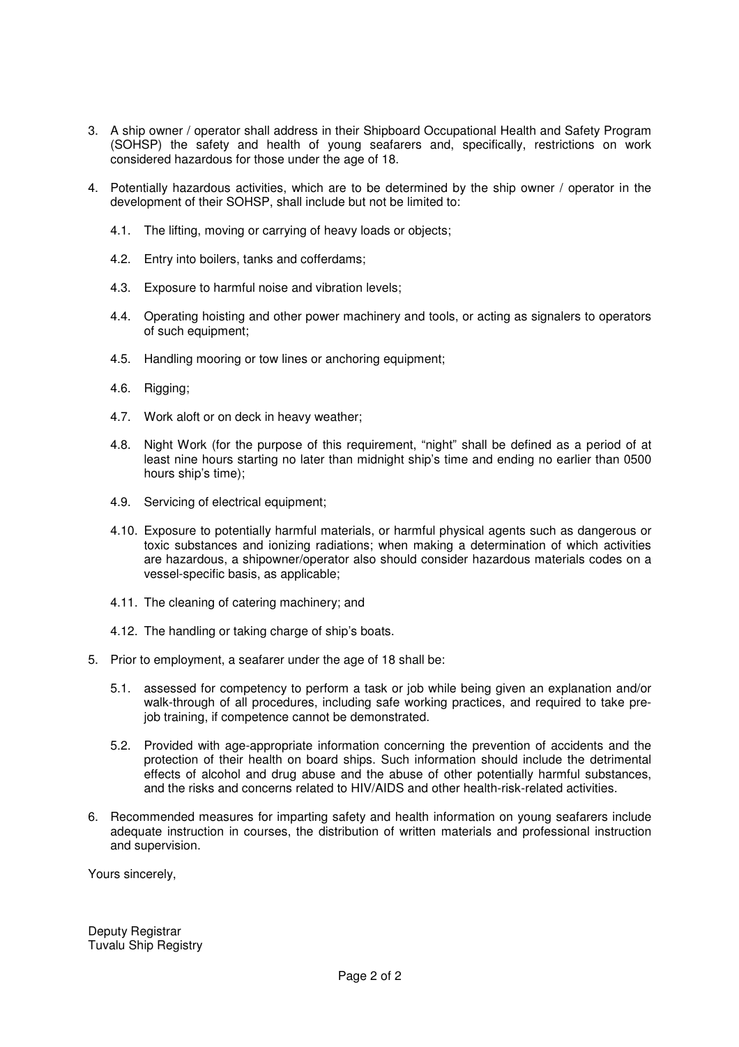3. A ship owner / operator shall address in their Shipboard Occupational Health and Safety Program (SOHSP) the safety and health of young seafarers and, specifically, restrictions on work considered hazardous for those under the age of 18.

4. Potentially hazardous activities, which are to be determined by the ship owner / operator in the development of their SOHSP, shall include but not be limited to:

   4.1. The lifting, moving or carrying of heavy loads or objects;

   4.2. Entry into boilers, tanks and cofferdams;

   4.3. Exposure to harmful noise and vibration levels;

   4.4. Operating hoisting and other power machinery and tools, or acting as signalers to operators of such equipment;

   4.5. Handling mooring or tow lines or anchoring equipment;

   4.6. Rigging;

   4.7. Work aloft or on deck in heavy weather;

   4.8. Night Work (for the purpose of this requirement, "night" shall be defined as a period of at least nine hours starting no later than midnight ship's time and ending no earlier than 0500 hours ship's time);

   4.9. Servicing of electrical equipment;

   4.10. Exposure to potentially harmful materials, or harmful physical agents such as dangerous or toxic substances and ionizing radiations; when making a determination of which activities are hazardous, a shipowner/operator also should consider hazardous materials codes on a vessel-specific basis, as applicable;

   4.11. The cleaning of catering machinery; and

   4.12. The handling or taking charge of ship's boats.

5. Prior to employment, a seafarer under the age of 18 shall be:

   5.1. assessed for competency to perform a task or job while being given an explanation and/or walk-through of all procedures, including safe working practices, and required to take pre-job training, if competence cannot be demonstrated.

   5.2. Provided with age-appropriate information concerning the prevention of accidents and the protection of their health on board ships. Such information should include the detrimental effects of alcohol and drug abuse and the abuse of other potentially harmful substances, and the risks and concerns related to HIV/AIDS and other health-risk-related activities.

6. Recommended measures for imparting safety and health information on young seafarers include adequate instruction in courses, the distribution of written materials and professional instruction and supervision.

Yours sincerely,

Deputy Registrar
Tuvalu Ship Registry